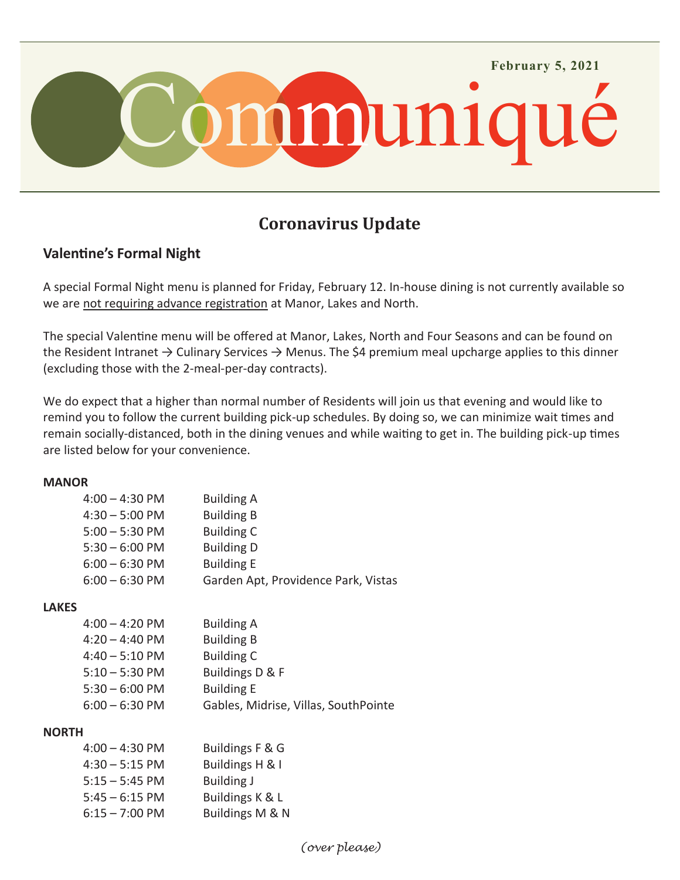February 5, 2021

# Communiqué

## Coronavirus Update

### Valentine's Formal Night

A special Formal Night menu is planned for Friday, February 12. In-house dining is not currently available so we are not requiring advance registration at Manor, Lakes and North.

The special Valentine menu will be offered at Manor, Lakes, North and Four Seasons and can be found on the Resident Intranet → Culinary Services → Menus. The $4 premium meal upcharge applies to this dinner (excluding those with the 2-meal-per-day contracts).

We do expect that a higher than normal number of Residents will join us that evening and would like to remind you to follow the current building pick-up schedules. By doing so, we can minimize wait times and remain socially-distanced, both in the dining venues and while waiting to get in. The building pick-up times are listed below for your convenience.

**MANOR**

| | |
|---|---|
| 4:00 – 4:30 PM | Building A |
| 4:30 – 5:00 PM | Building B |
| 5:00 – 5:30 PM | Building C |
| 5:30 – 6:00 PM | Building D |
| 6:00 – 6:30 PM | Building E |
| 6:00 – 6:30 PM | Garden Apt, Providence Park, Vistas |

**LAKES**

| | |
|---|---|
| 4:00 – 4:20 PM | Building A |
| 4:20 – 4:40 PM | Building B |
| 4:40 – 5:10 PM | Building C |
| 5:10 – 5:30 PM | Buildings D & F |
| 5:30 – 6:00 PM | Building E |
| 6:00 – 6:30 PM | Gables, Midrise, Villas, SouthPointe |

**NORTH**

| | |
|---|---|
| 4:00 – 4:30 PM | Buildings F & G |
| 4:30 – 5:15 PM | Buildings H & I |
| 5:15 – 5:45 PM | Building J |
| 5:45 – 6:15 PM | Buildings K & L |
| 6:15 – 7:00 PM | Buildings M & N |

*(over please)*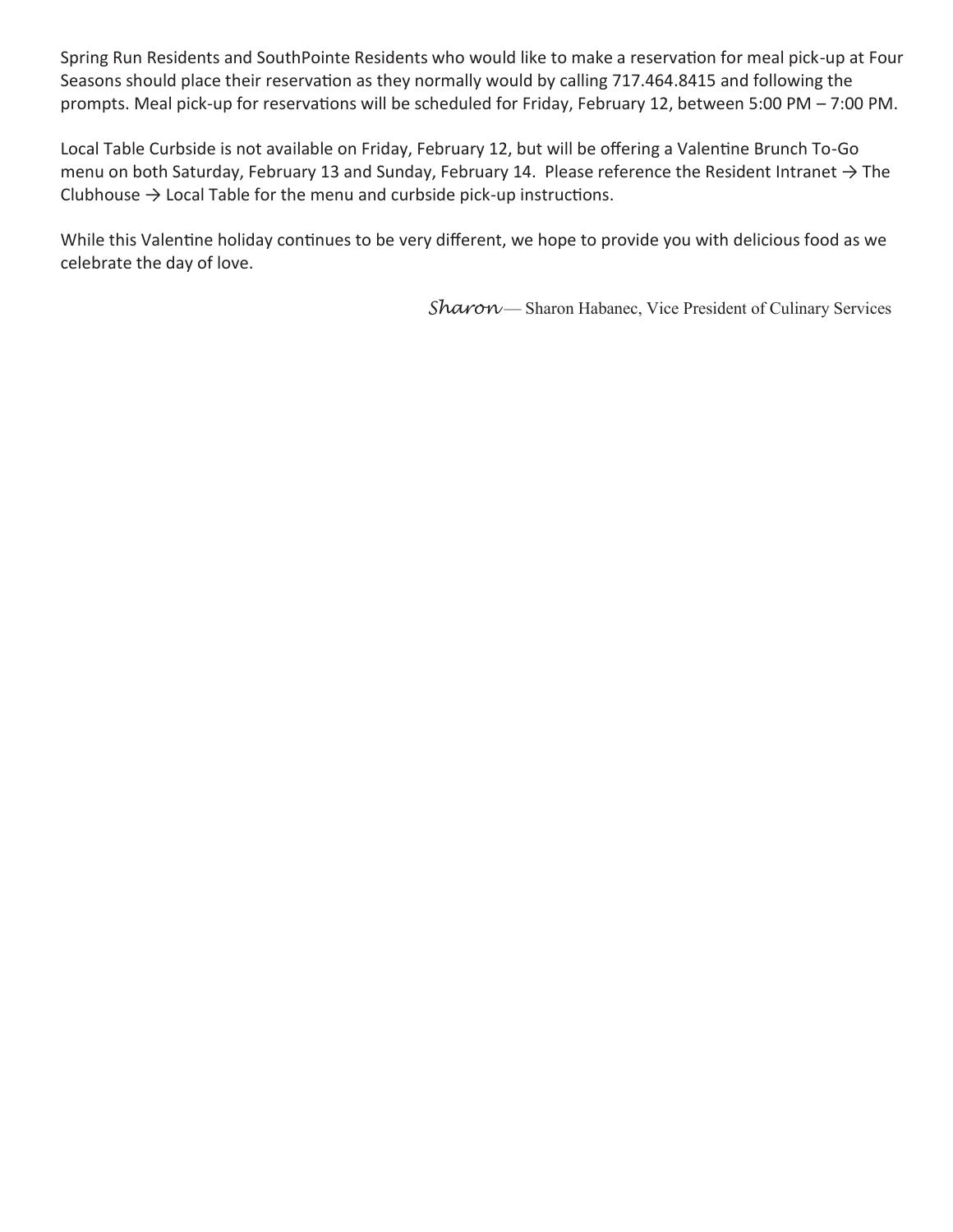Spring Run Residents and SouthPointe Residents who would like to make a reservation for meal pick-up at Four Seasons should place their reservation as they normally would by calling 717.464.8415 and following the prompts. Meal pick-up for reservations will be scheduled for Friday, February 12, between 5:00 PM – 7:00 PM.

Local Table Curbside is not available on Friday, February 12, but will be offering a Valentine Brunch To-Go menu on both Saturday, February 13 and Sunday, February 14. Please reference the Resident Intranet → The Clubhouse → Local Table for the menu and curbside pick-up instructions.

While this Valentine holiday continues to be very different, we hope to provide you with delicious food as we celebrate the day of love.

*Sharon* — Sharon Habanec, Vice President of Culinary Services